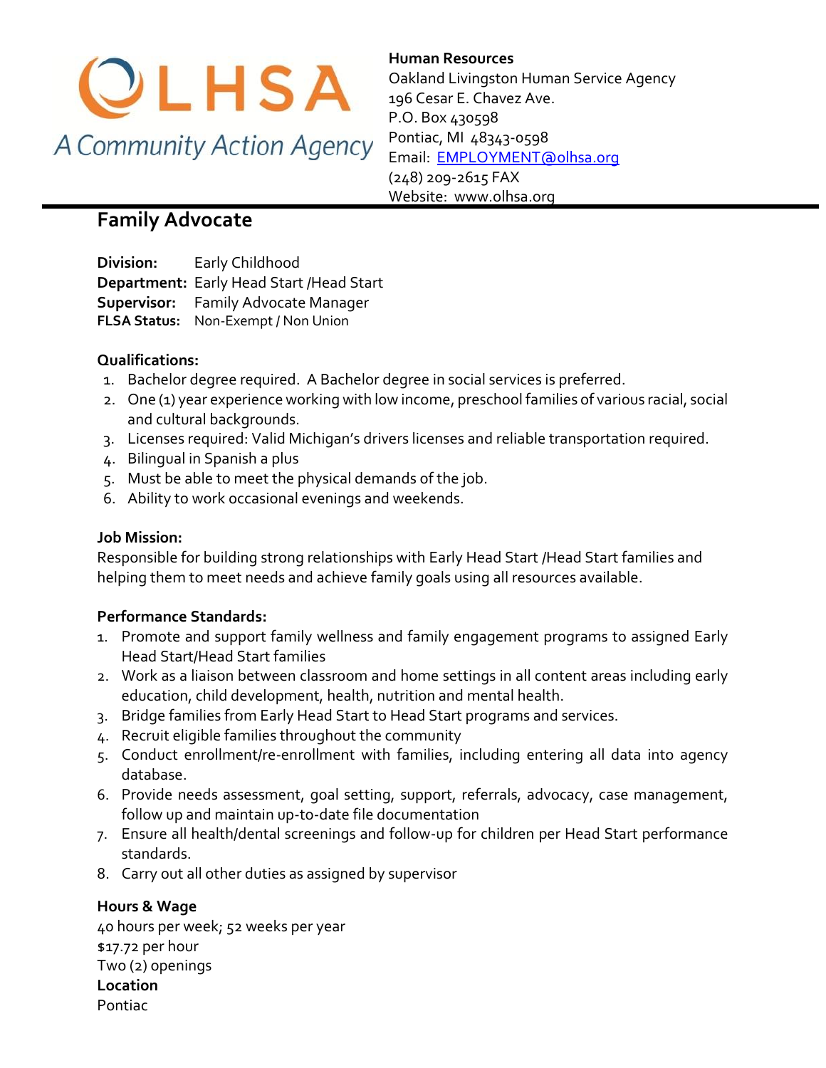OLHSA

A Community Action Agency

**Human Resources**
Oakland Livingston Human Service Agency
196 Cesar E. Chavez Ave.
P.O. Box 430598
Pontiac, MI 48343-0598
Email: EMPLOYMENT@olhsa.org
(248) 209-2615 FAX
Website: www.olhsa.org

# Family Advocate

**Division:** Early Childhood
**Department:** Early Head Start /Head Start
**Supervisor:** Family Advocate Manager
**FLSA Status:** Non-Exempt / Non Union

**Qualifications:**

1. Bachelor degree required. A Bachelor degree in social services is preferred.
2. One (1) year experience working with low income, preschool families of various racial, social and cultural backgrounds.
3. Licenses required: Valid Michigan's drivers licenses and reliable transportation required.
4. Bilingual in Spanish a plus
5. Must be able to meet the physical demands of the job.
6. Ability to work occasional evenings and weekends.

**Job Mission:**
Responsible for building strong relationships with Early Head Start /Head Start families and helping them to meet needs and achieve family goals using all resources available.

**Performance Standards:**

1. Promote and support family wellness and family engagement programs to assigned Early Head Start/Head Start families
2. Work as a liaison between classroom and home settings in all content areas including early education, child development, health, nutrition and mental health.
3. Bridge families from Early Head Start to Head Start programs and services.
4. Recruit eligible families throughout the community
5. Conduct enrollment/re-enrollment with families, including entering all data into agency database.
6. Provide needs assessment, goal setting, support, referrals, advocacy, case management, follow up and maintain up-to-date file documentation
7. Ensure all health/dental screenings and follow-up for children per Head Start performance standards.
8. Carry out all other duties as assigned by supervisor

**Hours & Wage**
40 hours per week; 52 weeks per year
$17.72 per hour
Two (2) openings

**Location**
Pontiac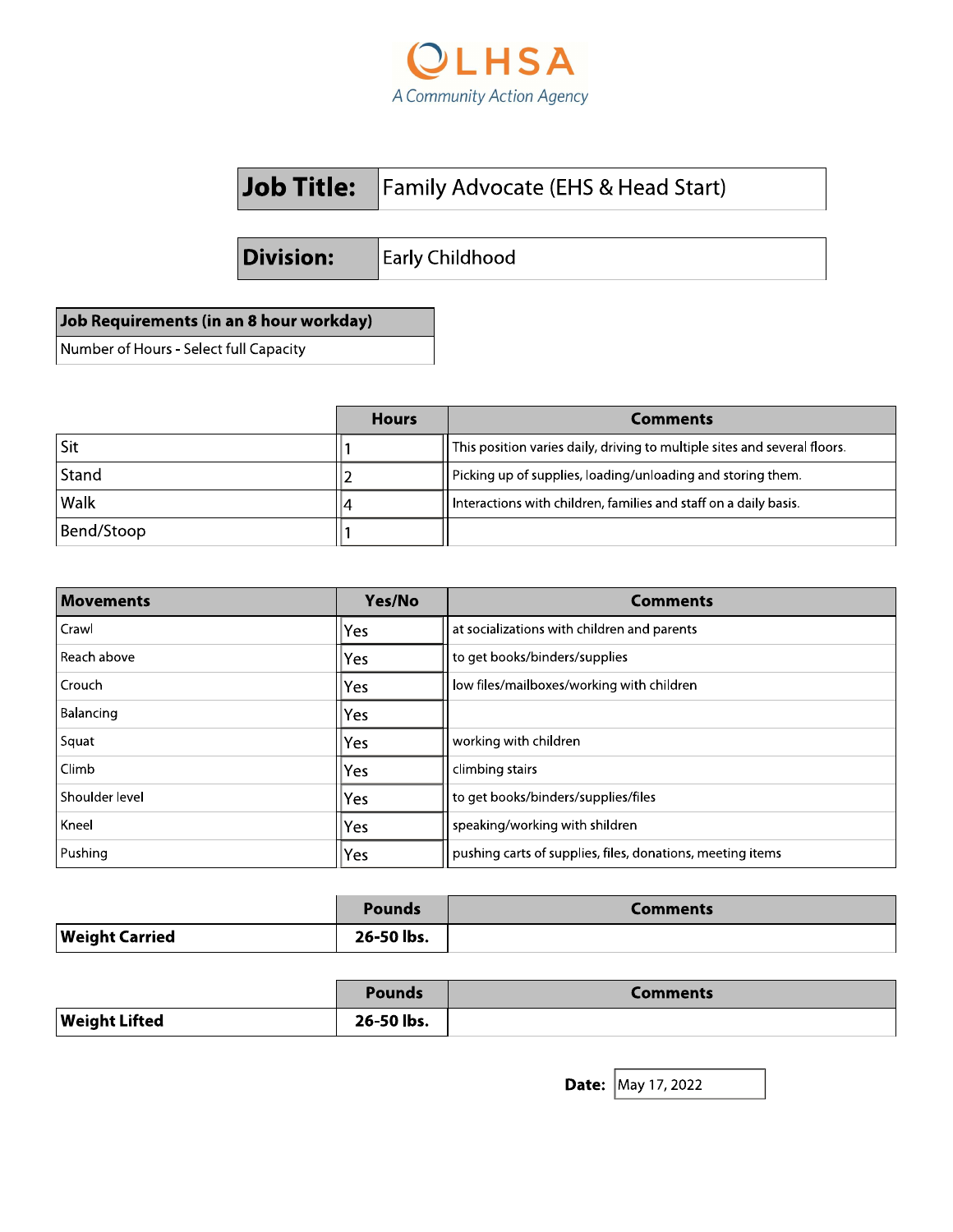LHSA

*A Community Action Agency*

| **Job Title:** | Family Advocate (EHS & Head Start) |
|---|---|
| **Division:** | Early Childhood |

| **Job Requirements (in an 8 hour workday)** |
|---|
| Number of Hours - Select full Capacity |

| | **Hours** | **Comments** |
|---|---|---|
| Sit | 1 | This position varies daily, driving to multiple sites and several floors. |
| Stand | 2 | Picking up of supplies, loading/unloading and storing them. |
| Walk | 4 | Interactions with children, families and staff on a daily basis. |
| Bend/Stoop | 1 | |

| **Movements** | **Yes/No** | **Comments** |
|---|---|---|
| Crawl | Yes | at socializations with children and parents |
| Reach above | Yes | to get books/binders/supplies |
| Crouch | Yes | low files/mailboxes/working with children |
| Balancing | Yes | |
| Squat | Yes | working with children |
| Climb | Yes | climbing stairs |
| Shoulder level | Yes | to get books/binders/supplies/files |
| Kneel | Yes | speaking/working with shildren |
| Pushing | Yes | pushing carts of supplies, files, donations, meeting items |

| | **Pounds** | **Comments** |
|---|---|---|
| **Weight Carried** | **26-50 lbs.** | |

| | **Pounds** | **Comments** |
|---|---|---|
| **Weight Lifted** | **26-50 lbs.** | |

**Date:** May 17, 2022